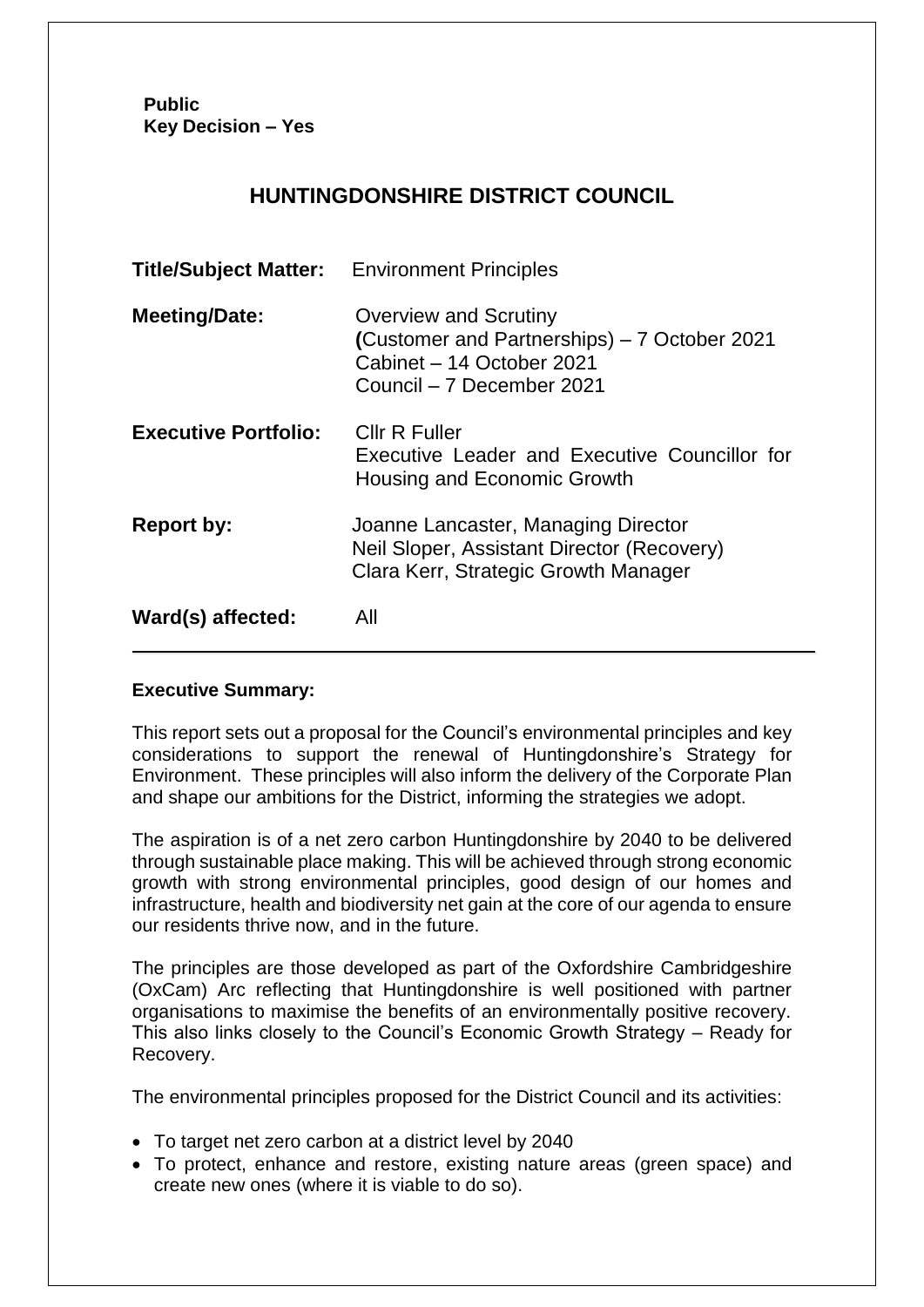**Public**
**Key Decision – Yes**

# HUNTINGDONSHIRE DISTRICT COUNCIL

| | |
|---|---|
| **Title/Subject Matter:** | Environment Principles |
| **Meeting/Date:** | Overview and Scrutiny **(**Customer and Partnerships) – 7 October 2021<br>Cabinet – 14 October 2021<br>Council – 7 December 2021 |
| **Executive Portfolio:** | Cllr R Fuller<br>Executive Leader and Executive Councillor for Housing and Economic Growth |
| **Report by:** | Joanne Lancaster, Managing Director<br>Neil Sloper, Assistant Director (Recovery)<br>Clara Kerr, Strategic Growth Manager |
| **Ward(s) affected:** | All |

**Executive Summary:**

This report sets out a proposal for the Council's environmental principles and key considerations to support the renewal of Huntingdonshire's Strategy for Environment. These principles will also inform the delivery of the Corporate Plan and shape our ambitions for the District, informing the strategies we adopt.

The aspiration is of a net zero carbon Huntingdonshire by 2040 to be delivered through sustainable place making. This will be achieved through strong economic growth with strong environmental principles, good design of our homes and infrastructure, health and biodiversity net gain at the core of our agenda to ensure our residents thrive now, and in the future.

The principles are those developed as part of the Oxfordshire Cambridgeshire (OxCam) Arc reflecting that Huntingdonshire is well positioned with partner organisations to maximise the benefits of an environmentally positive recovery. This also links closely to the Council's Economic Growth Strategy – Ready for Recovery.

The environmental principles proposed for the District Council and its activities:

- To target net zero carbon at a district level by 2040
- To protect, enhance and restore, existing nature areas (green space) and create new ones (where it is viable to do so).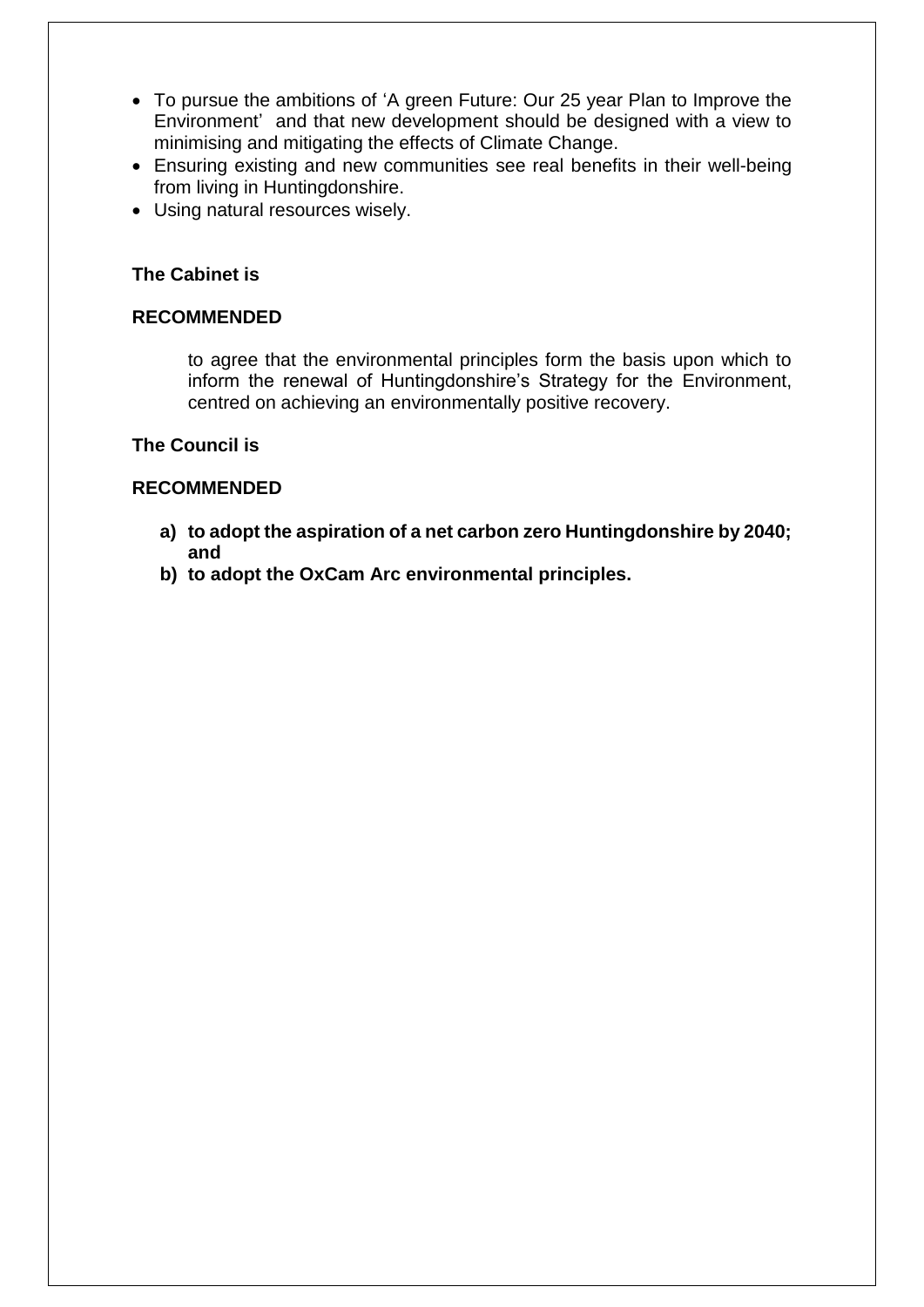- To pursue the ambitions of 'A green Future: Our 25 year Plan to Improve the Environment' and that new development should be designed with a view to minimising and mitigating the effects of Climate Change.
- Ensuring existing and new communities see real benefits in their well-being from living in Huntingdonshire.
- Using natural resources wisely.

**The Cabinet is**

**RECOMMENDED**

to agree that the environmental principles form the basis upon which to inform the renewal of Huntingdonshire's Strategy for the Environment, centred on achieving an environmentally positive recovery.

**The Council is**

**RECOMMENDED**

**a) to adopt the aspiration of a net carbon zero Huntingdonshire by 2040; and**

**b) to adopt the OxCam Arc environmental principles.**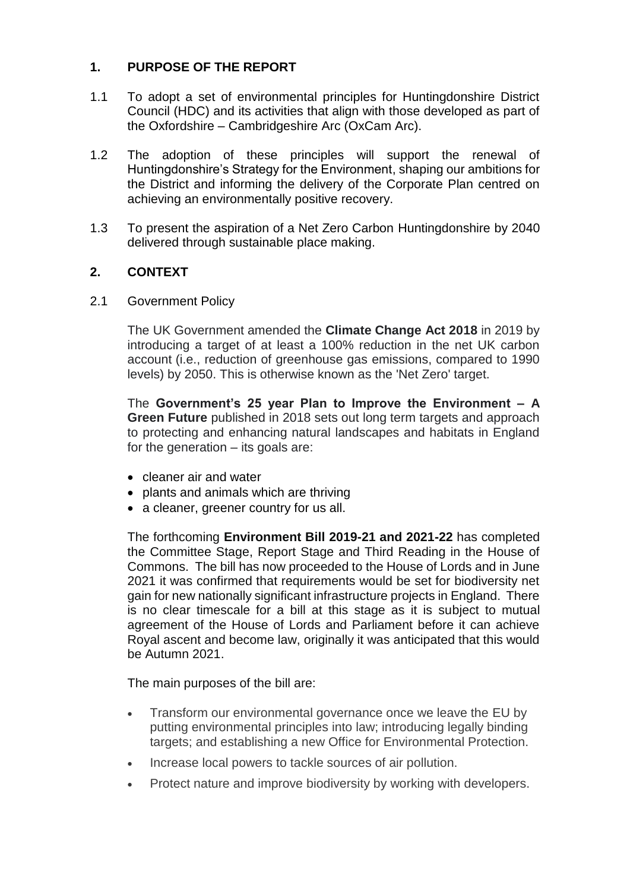## 1. PURPOSE OF THE REPORT

1.1 To adopt a set of environmental principles for Huntingdonshire District Council (HDC) and its activities that align with those developed as part of the Oxfordshire – Cambridgeshire Arc (OxCam Arc).

1.2 The adoption of these principles will support the renewal of Huntingdonshire's Strategy for the Environment, shaping our ambitions for the District and informing the delivery of the Corporate Plan centred on achieving an environmentally positive recovery.

1.3 To present the aspiration of a Net Zero Carbon Huntingdonshire by 2040 delivered through sustainable place making.

## 2. CONTEXT

2.1 Government Policy

The UK Government amended the **Climate Change Act 2018** in 2019 by introducing a target of at least a 100% reduction in the net UK carbon account (i.e., reduction of greenhouse gas emissions, compared to 1990 levels) by 2050. This is otherwise known as the 'Net Zero' target.

The **Government's 25 year Plan to Improve the Environment – A Green Future** published in 2018 sets out long term targets and approach to protecting and enhancing natural landscapes and habitats in England for the generation – its goals are:

- cleaner air and water
- plants and animals which are thriving
- a cleaner, greener country for us all.

The forthcoming **Environment Bill 2019-21 and 2021-22** has completed the Committee Stage, Report Stage and Third Reading in the House of Commons. The bill has now proceeded to the House of Lords and in June 2021 it was confirmed that requirements would be set for biodiversity net gain for new nationally significant infrastructure projects in England. There is no clear timescale for a bill at this stage as it is subject to mutual agreement of the House of Lords and Parliament before it can achieve Royal ascent and become law, originally it was anticipated that this would be Autumn 2021.

The main purposes of the bill are:

- Transform our environmental governance once we leave the EU by putting environmental principles into law; introducing legally binding targets; and establishing a new Office for Environmental Protection.
- Increase local powers to tackle sources of air pollution.
- Protect nature and improve biodiversity by working with developers.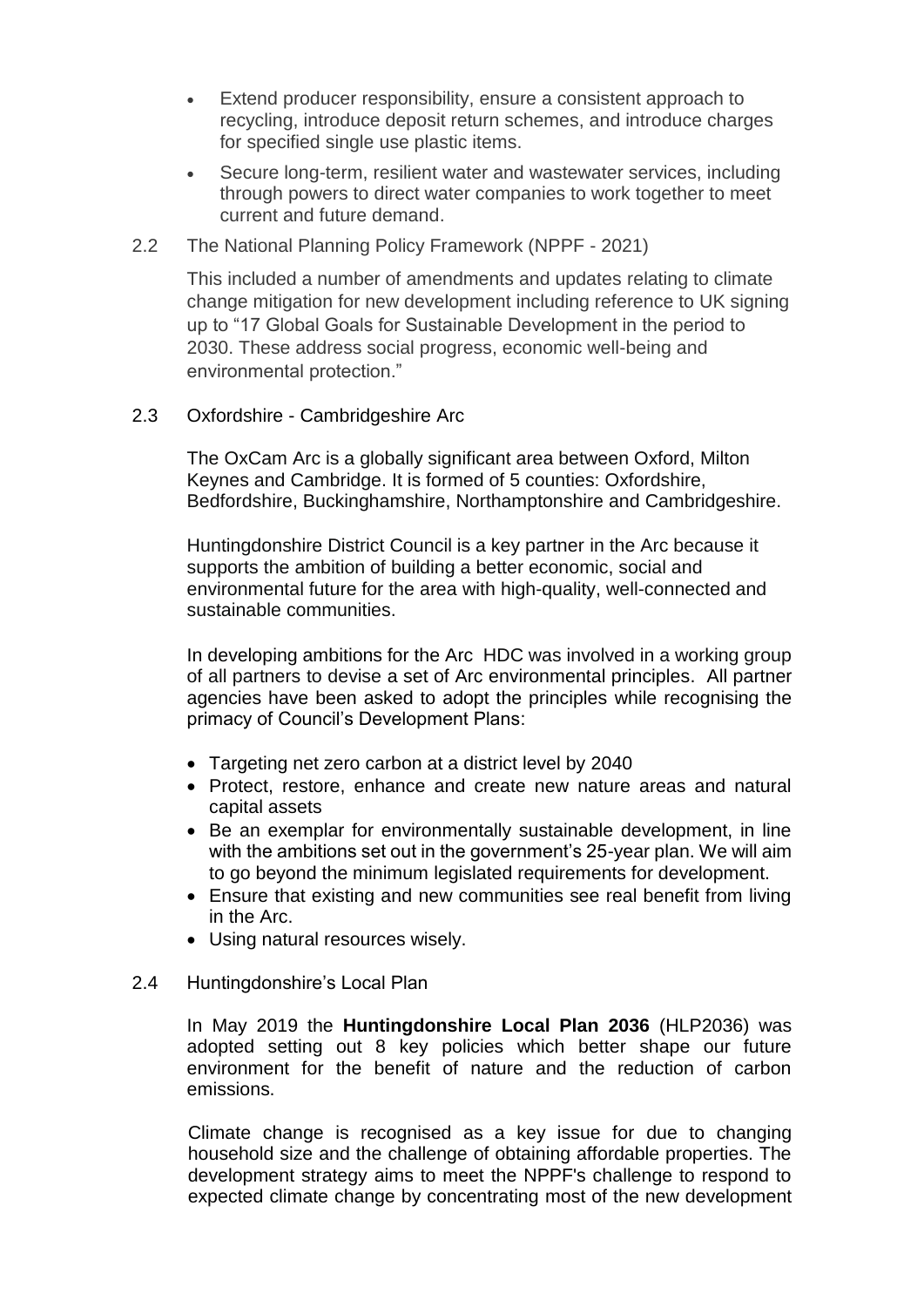- Extend producer responsibility, ensure a consistent approach to recycling, introduce deposit return schemes, and introduce charges for specified single use plastic items.
- Secure long-term, resilient water and wastewater services, including through powers to direct water companies to work together to meet current and future demand.

2.2 The National Planning Policy Framework (NPPF - 2021)

This included a number of amendments and updates relating to climate change mitigation for new development including reference to UK signing up to "17 Global Goals for Sustainable Development in the period to 2030. These address social progress, economic well-being and environmental protection."

2.3 Oxfordshire - Cambridgeshire Arc

The OxCam Arc is a globally significant area between Oxford, Milton Keynes and Cambridge. It is formed of 5 counties: Oxfordshire, Bedfordshire, Buckinghamshire, Northamptonshire and Cambridgeshire.

Huntingdonshire District Council is a key partner in the Arc because it supports the ambition of building a better economic, social and environmental future for the area with high-quality, well-connected and sustainable communities.

In developing ambitions for the Arc HDC was involved in a working group of all partners to devise a set of Arc environmental principles. All partner agencies have been asked to adopt the principles while recognising the primacy of Council's Development Plans:

- Targeting net zero carbon at a district level by 2040
- Protect, restore, enhance and create new nature areas and natural capital assets
- Be an exemplar for environmentally sustainable development, in line with the ambitions set out in the government's 25-year plan. We will aim to go beyond the minimum legislated requirements for development.
- Ensure that existing and new communities see real benefit from living in the Arc.
- Using natural resources wisely.

2.4 Huntingdonshire's Local Plan

In May 2019 the **Huntingdonshire Local Plan 2036** (HLP2036) was adopted setting out 8 key policies which better shape our future environment for the benefit of nature and the reduction of carbon emissions.

Climate change is recognised as a key issue for due to changing household size and the challenge of obtaining affordable properties. The development strategy aims to meet the NPPF's challenge to respond to expected climate change by concentrating most of the new development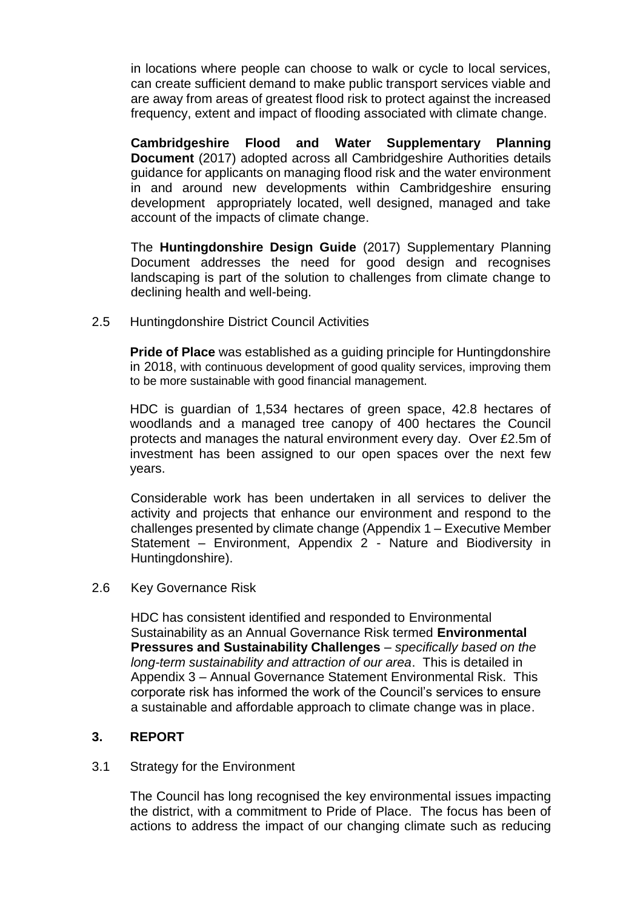in locations where people can choose to walk or cycle to local services, can create sufficient demand to make public transport services viable and are away from areas of greatest flood risk to protect against the increased frequency, extent and impact of flooding associated with climate change.

**Cambridgeshire Flood and Water Supplementary Planning Document** (2017) adopted across all Cambridgeshire Authorities details guidance for applicants on managing flood risk and the water environment in and around new developments within Cambridgeshire ensuring development appropriately located, well designed, managed and take account of the impacts of climate change.

The **Huntingdonshire Design Guide** (2017) Supplementary Planning Document addresses the need for good design and recognises landscaping is part of the solution to challenges from climate change to declining health and well-being.

2.5 Huntingdonshire District Council Activities

**Pride of Place** was established as a guiding principle for Huntingdonshire in 2018, with continuous development of good quality services, improving them to be more sustainable with good financial management.

HDC is guardian of 1,534 hectares of green space, 42.8 hectares of woodlands and a managed tree canopy of 400 hectares the Council protects and manages the natural environment every day. Over £2.5m of investment has been assigned to our open spaces over the next few years.

Considerable work has been undertaken in all services to deliver the activity and projects that enhance our environment and respond to the challenges presented by climate change (Appendix 1 – Executive Member Statement – Environment, Appendix 2 - Nature and Biodiversity in Huntingdonshire).

2.6 Key Governance Risk

HDC has consistent identified and responded to Environmental Sustainability as an Annual Governance Risk termed **Environmental Pressures and Sustainability Challenges** – *specifically based on the long-term sustainability and attraction of our area*. This is detailed in Appendix 3 – Annual Governance Statement Environmental Risk. This corporate risk has informed the work of the Council's services to ensure a sustainable and affordable approach to climate change was in place.

## 3. REPORT

3.1 Strategy for the Environment

The Council has long recognised the key environmental issues impacting the district, with a commitment to Pride of Place. The focus has been of actions to address the impact of our changing climate such as reducing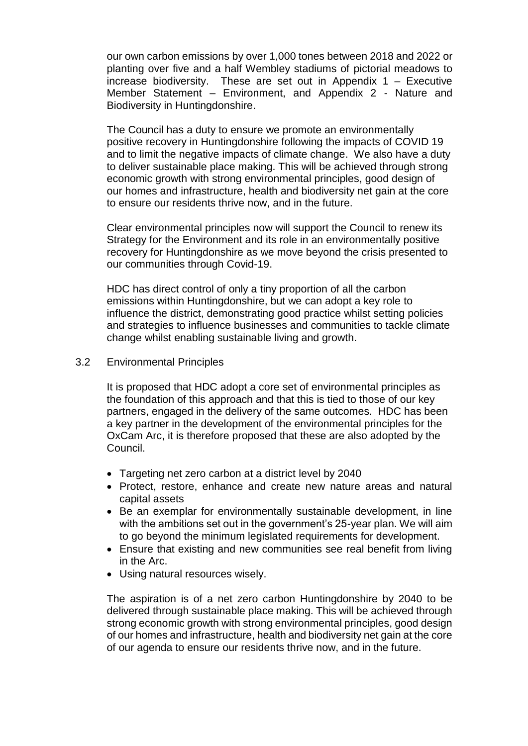our own carbon emissions by over 1,000 tones between 2018 and 2022 or planting over five and a half Wembley stadiums of pictorial meadows to increase biodiversity. These are set out in Appendix 1 – Executive Member Statement – Environment, and Appendix 2 - Nature and Biodiversity in Huntingdonshire.

The Council has a duty to ensure we promote an environmentally positive recovery in Huntingdonshire following the impacts of COVID 19 and to limit the negative impacts of climate change. We also have a duty to deliver sustainable place making. This will be achieved through strong economic growth with strong environmental principles, good design of our homes and infrastructure, health and biodiversity net gain at the core to ensure our residents thrive now, and in the future.

Clear environmental principles now will support the Council to renew its Strategy for the Environment and its role in an environmentally positive recovery for Huntingdonshire as we move beyond the crisis presented to our communities through Covid-19.

HDC has direct control of only a tiny proportion of all the carbon emissions within Huntingdonshire, but we can adopt a key role to influence the district, demonstrating good practice whilst setting policies and strategies to influence businesses and communities to tackle climate change whilst enabling sustainable living and growth.

3.2 Environmental Principles

It is proposed that HDC adopt a core set of environmental principles as the foundation of this approach and that this is tied to those of our key partners, engaged in the delivery of the same outcomes. HDC has been a key partner in the development of the environmental principles for the OxCam Arc, it is therefore proposed that these are also adopted by the Council.

- Targeting net zero carbon at a district level by 2040
- Protect, restore, enhance and create new nature areas and natural capital assets
- Be an exemplar for environmentally sustainable development, in line with the ambitions set out in the government's 25-year plan. We will aim to go beyond the minimum legislated requirements for development.
- Ensure that existing and new communities see real benefit from living in the Arc.
- Using natural resources wisely.

The aspiration is of a net zero carbon Huntingdonshire by 2040 to be delivered through sustainable place making. This will be achieved through strong economic growth with strong environmental principles, good design of our homes and infrastructure, health and biodiversity net gain at the core of our agenda to ensure our residents thrive now, and in the future.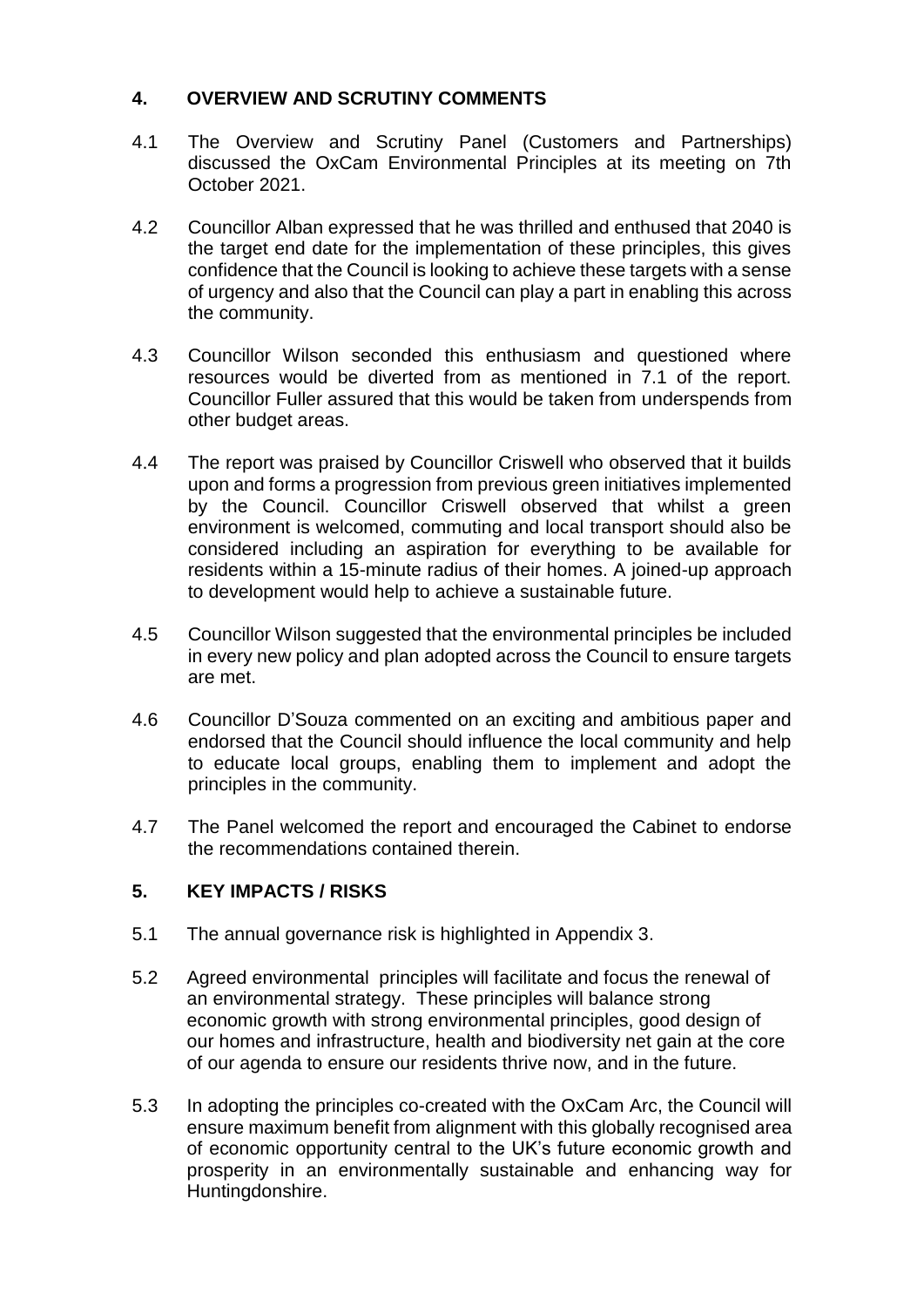## 4. OVERVIEW AND SCRUTINY COMMENTS

4.1 The Overview and Scrutiny Panel (Customers and Partnerships) discussed the OxCam Environmental Principles at its meeting on 7th October 2021.

4.2 Councillor Alban expressed that he was thrilled and enthused that 2040 is the target end date for the implementation of these principles, this gives confidence that the Council is looking to achieve these targets with a sense of urgency and also that the Council can play a part in enabling this across the community.

4.3 Councillor Wilson seconded this enthusiasm and questioned where resources would be diverted from as mentioned in 7.1 of the report. Councillor Fuller assured that this would be taken from underspends from other budget areas.

4.4 The report was praised by Councillor Criswell who observed that it builds upon and forms a progression from previous green initiatives implemented by the Council. Councillor Criswell observed that whilst a green environment is welcomed, commuting and local transport should also be considered including an aspiration for everything to be available for residents within a 15-minute radius of their homes. A joined-up approach to development would help to achieve a sustainable future.

4.5 Councillor Wilson suggested that the environmental principles be included in every new policy and plan adopted across the Council to ensure targets are met.

4.6 Councillor D'Souza commented on an exciting and ambitious paper and endorsed that the Council should influence the local community and help to educate local groups, enabling them to implement and adopt the principles in the community.

4.7 The Panel welcomed the report and encouraged the Cabinet to endorse the recommendations contained therein.

## 5. KEY IMPACTS / RISKS

5.1 The annual governance risk is highlighted in Appendix 3.

5.2 Agreed environmental principles will facilitate and focus the renewal of an environmental strategy. These principles will balance strong economic growth with strong environmental principles, good design of our homes and infrastructure, health and biodiversity net gain at the core of our agenda to ensure our residents thrive now, and in the future.

5.3 In adopting the principles co-created with the OxCam Arc, the Council will ensure maximum benefit from alignment with this globally recognised area of economic opportunity central to the UK's future economic growth and prosperity in an environmentally sustainable and enhancing way for Huntingdonshire.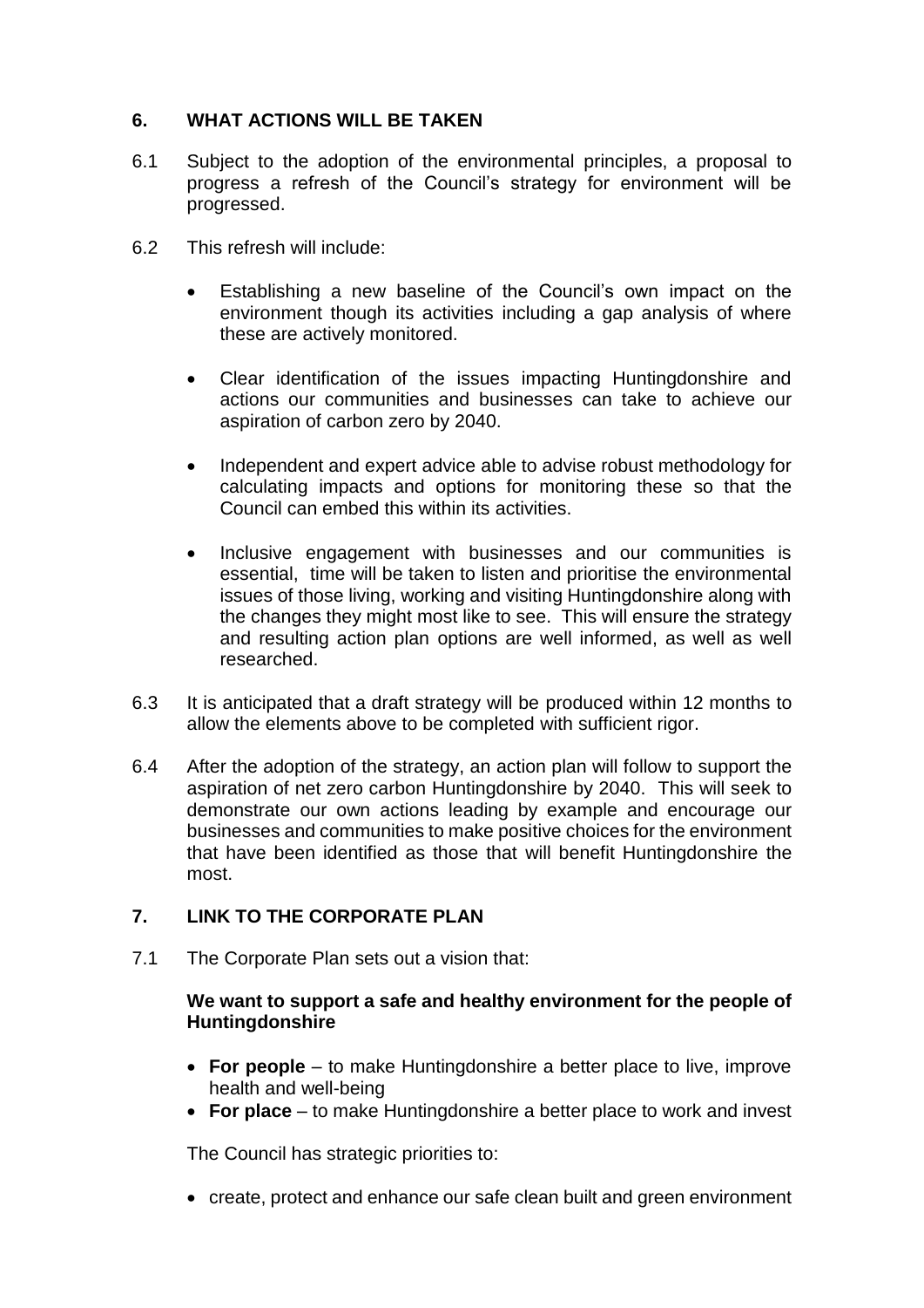## 6. WHAT ACTIONS WILL BE TAKEN

6.1 Subject to the adoption of the environmental principles, a proposal to progress a refresh of the Council's strategy for environment will be progressed.

6.2 This refresh will include:

- Establishing a new baseline of the Council's own impact on the environment though its activities including a gap analysis of where these are actively monitored.
- Clear identification of the issues impacting Huntingdonshire and actions our communities and businesses can take to achieve our aspiration of carbon zero by 2040.
- Independent and expert advice able to advise robust methodology for calculating impacts and options for monitoring these so that the Council can embed this within its activities.
- Inclusive engagement with businesses and our communities is essential, time will be taken to listen and prioritise the environmental issues of those living, working and visiting Huntingdonshire along with the changes they might most like to see. This will ensure the strategy and resulting action plan options are well informed, as well as well researched.

6.3 It is anticipated that a draft strategy will be produced within 12 months to allow the elements above to be completed with sufficient rigor.

6.4 After the adoption of the strategy, an action plan will follow to support the aspiration of net zero carbon Huntingdonshire by 2040. This will seek to demonstrate our own actions leading by example and encourage our businesses and communities to make positive choices for the environment that have been identified as those that will benefit Huntingdonshire the most.

## 7. LINK TO THE CORPORATE PLAN

7.1 The Corporate Plan sets out a vision that:

**We want to support a safe and healthy environment for the people of Huntingdonshire**

- **For people** – to make Huntingdonshire a better place to live, improve health and well-being
- **For place** – to make Huntingdonshire a better place to work and invest

The Council has strategic priorities to:

- create, protect and enhance our safe clean built and green environment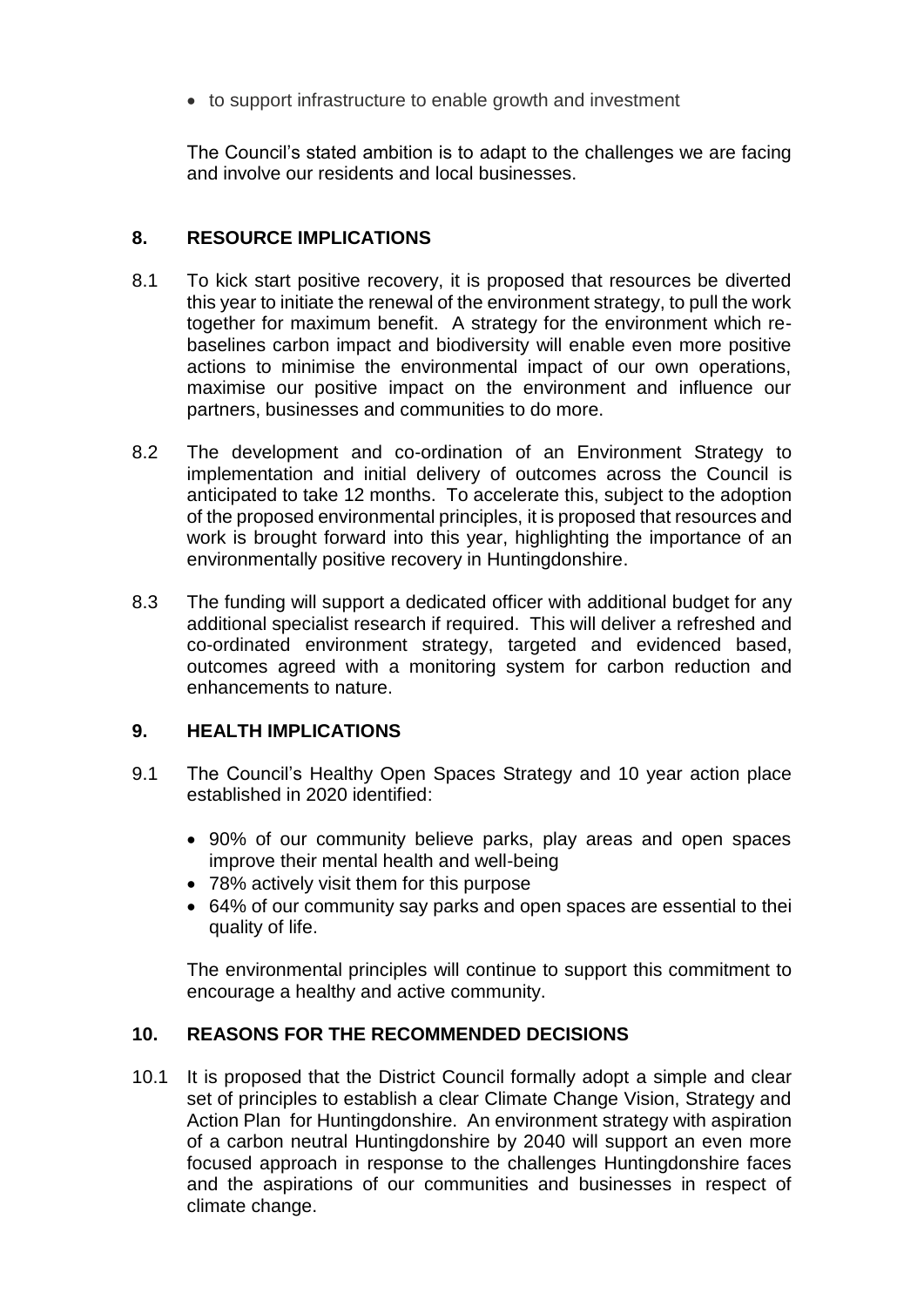- to support infrastructure to enable growth and investment

The Council's stated ambition is to adapt to the challenges we are facing and involve our residents and local businesses.

## 8. RESOURCE IMPLICATIONS

8.1 To kick start positive recovery, it is proposed that resources be diverted this year to initiate the renewal of the environment strategy, to pull the work together for maximum benefit. A strategy for the environment which re-baselines carbon impact and biodiversity will enable even more positive actions to minimise the environmental impact of our own operations, maximise our positive impact on the environment and influence our partners, businesses and communities to do more.

8.2 The development and co-ordination of an Environment Strategy to implementation and initial delivery of outcomes across the Council is anticipated to take 12 months. To accelerate this, subject to the adoption of the proposed environmental principles, it is proposed that resources and work is brought forward into this year, highlighting the importance of an environmentally positive recovery in Huntingdonshire.

8.3 The funding will support a dedicated officer with additional budget for any additional specialist research if required. This will deliver a refreshed and co-ordinated environment strategy, targeted and evidenced based, outcomes agreed with a monitoring system for carbon reduction and enhancements to nature.

## 9. HEALTH IMPLICATIONS

9.1 The Council's Healthy Open Spaces Strategy and 10 year action place established in 2020 identified:

- 90% of our community believe parks, play areas and open spaces improve their mental health and well-being
- 78% actively visit them for this purpose
- 64% of our community say parks and open spaces are essential to thei quality of life.

The environmental principles will continue to support this commitment to encourage a healthy and active community.

## 10. REASONS FOR THE RECOMMENDED DECISIONS

10.1 It is proposed that the District Council formally adopt a simple and clear set of principles to establish a clear Climate Change Vision, Strategy and Action Plan for Huntingdonshire. An environment strategy with aspiration of a carbon neutral Huntingdonshire by 2040 will support an even more focused approach in response to the challenges Huntingdonshire faces and the aspirations of our communities and businesses in respect of climate change.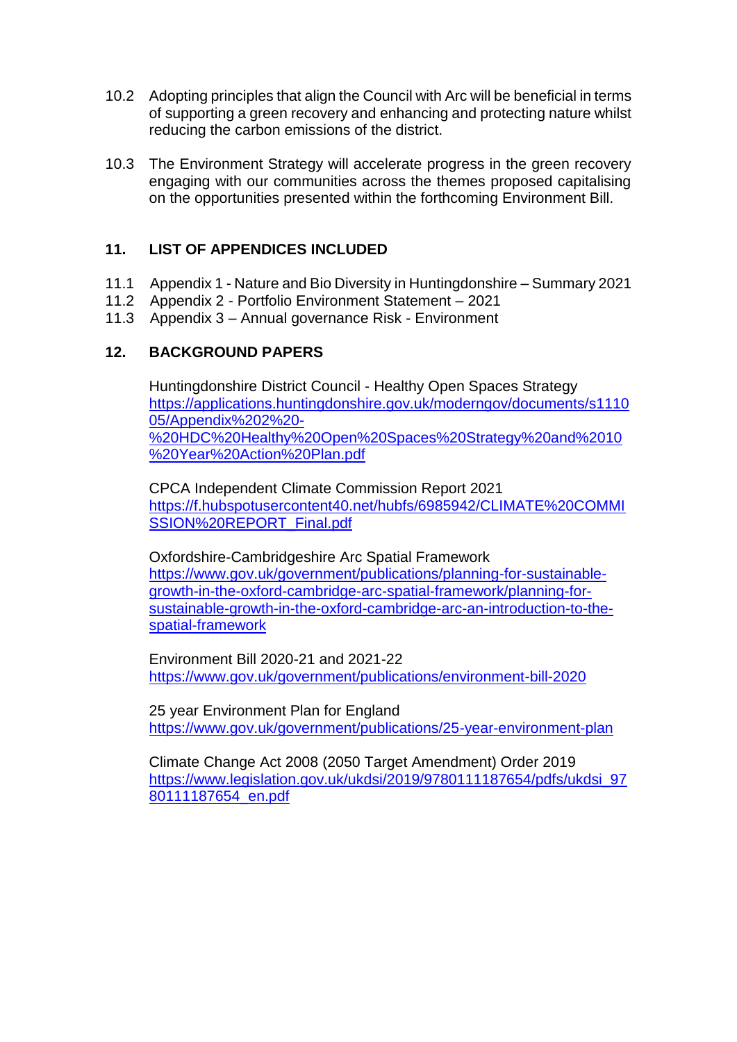10.2 Adopting principles that align the Council with Arc will be beneficial in terms of supporting a green recovery and enhancing and protecting nature whilst reducing the carbon emissions of the district.

10.3 The Environment Strategy will accelerate progress in the green recovery engaging with our communities across the themes proposed capitalising on the opportunities presented within the forthcoming Environment Bill.

## 11. LIST OF APPENDICES INCLUDED

11.1 Appendix 1 - Nature and Bio Diversity in Huntingdonshire – Summary 2021
11.2 Appendix 2 - Portfolio Environment Statement – 2021
11.3 Appendix 3 – Annual governance Risk - Environment

## 12. BACKGROUND PAPERS

Huntingdonshire District Council - Healthy Open Spaces Strategy
https://applications.huntingdonshire.gov.uk/moderngov/documents/s111005/Appendix%202%20-%20HDC%20Healthy%20Open%20Spaces%20Strategy%20and%2010%20Year%20Action%20Plan.pdf

CPCA Independent Climate Commission Report 2021
https://f.hubspotusercontent40.net/hubfs/6985942/CLIMATE%20COMMISSION%20REPORT_Final.pdf

Oxfordshire-Cambridgeshire Arc Spatial Framework
https://www.gov.uk/government/publications/planning-for-sustainable-growth-in-the-oxford-cambridge-arc-spatial-framework/planning-for-sustainable-growth-in-the-oxford-cambridge-arc-an-introduction-to-the-spatial-framework

Environment Bill 2020-21 and 2021-22
https://www.gov.uk/government/publications/environment-bill-2020

25 year Environment Plan for England
https://www.gov.uk/government/publications/25-year-environment-plan

Climate Change Act 2008 (2050 Target Amendment) Order 2019
https://www.legislation.gov.uk/ukdsi/2019/9780111187654/pdfs/ukdsi_9780111187654_en.pdf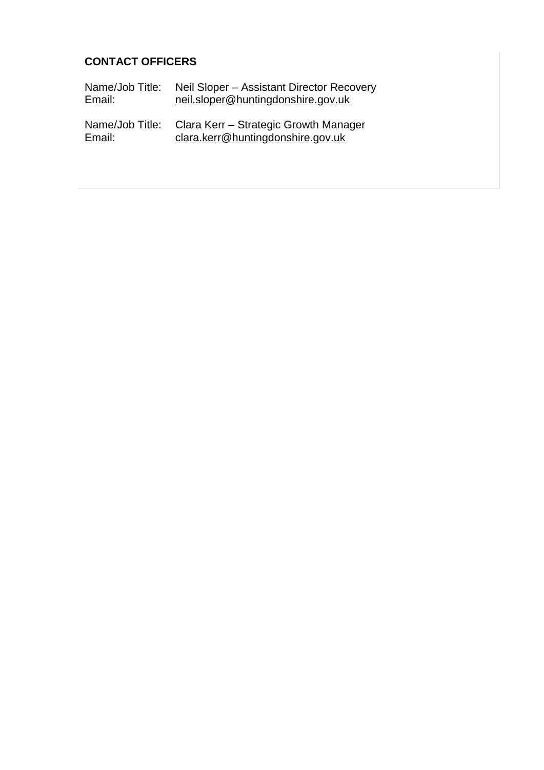**CONTACT OFFICERS**

Name/Job Title: Neil Sloper – Assistant Director Recovery
Email: neil.sloper@huntingdonshire.gov.uk

Name/Job Title: Clara Kerr – Strategic Growth Manager
Email: clara.kerr@huntingdonshire.gov.uk